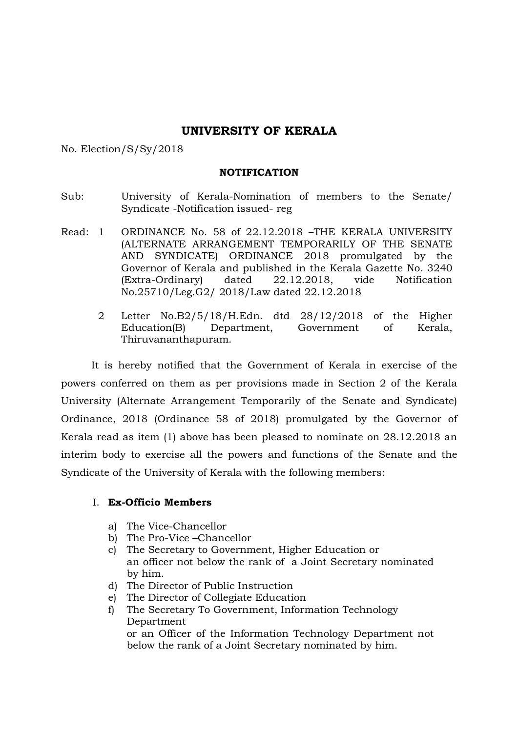# UNIVERSITY OF KERALA

No. Election/S/Sy/2018

**NOTIFICATION**

Sub: University of Kerala-Nomination of members to the Senate/ Syndicate -Notification issued- reg

Read: 1 ORDINANCE No. 58 of 22.12.2018 –THE KERALA UNIVERSITY (ALTERNATE ARRANGEMENT TEMPORARILY OF THE SENATE AND SYNDICATE) ORDINANCE 2018 promulgated by the Governor of Kerala and published in the Kerala Gazette No. 3240 (Extra-Ordinary) dated 22.12.2018, vide Notification No.25710/Leg.G2/ 2018/Law dated 22.12.2018

2 Letter No.B2/5/18/H.Edn. dtd 28/12/2018 of the Higher Education(B) Department, Government of Kerala, Thiruvananthapuram.

It is hereby notified that the Government of Kerala in exercise of the powers conferred on them as per provisions made in Section 2 of the Kerala University (Alternate Arrangement Temporarily of the Senate and Syndicate) Ordinance, 2018 (Ordinance 58 of 2018) promulgated by the Governor of Kerala read as item (1) above has been pleased to nominate on 28.12.2018 an interim body to exercise all the powers and functions of the Senate and the Syndicate of the University of Kerala with the following members:

I. **Ex-Officio Members**

a) The Vice-Chancellor
b) The Pro-Vice –Chancellor
c) The Secretary to Government, Higher Education or an officer not below the rank of a Joint Secretary nominated by him.
d) The Director of Public Instruction
e) The Director of Collegiate Education
f) The Secretary To Government, Information Technology Department or an Officer of the Information Technology Department not below the rank of a Joint Secretary nominated by him.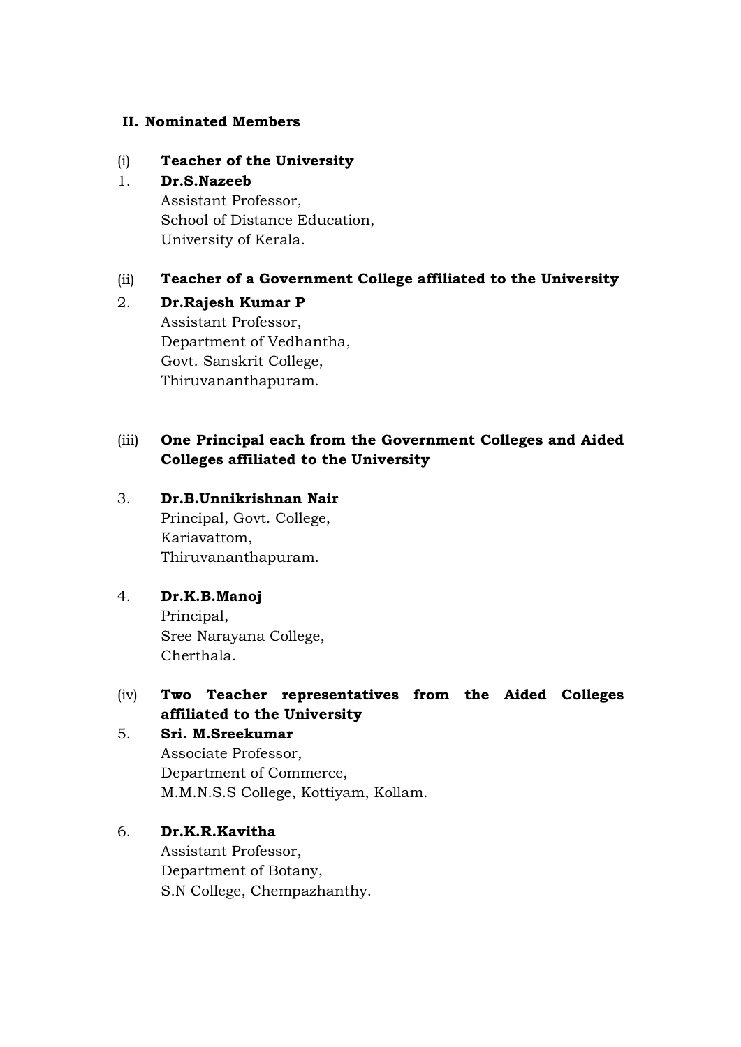## II. Nominated Members

(i) **Teacher of the University**

1. **Dr.S.Nazeeb**
   Assistant Professor,
   School of Distance Education,
   University of Kerala.

(ii) **Teacher of a Government College affiliated to the University**

2. **Dr.Rajesh Kumar P**
   Assistant Professor,
   Department of Vedhantha,
   Govt. Sanskrit College,
   Thiruvananthapuram.

(iii) **One Principal each from the Government Colleges and Aided Colleges affiliated to the University**

3. **Dr.B.Unnikrishnan Nair**
   Principal, Govt. College,
   Kariavattom,
   Thiruvananthapuram.

4. **Dr.K.B.Manoj**
   Principal,
   Sree Narayana College,
   Cherthala.

(iv) **Two Teacher representatives from the Aided Colleges affiliated to the University**

5. **Sri. M.Sreekumar**
   Associate Professor,
   Department of Commerce,
   M.M.N.S.S College, Kottiyam, Kollam.

6. **Dr.K.R.Kavitha**
   Assistant Professor,
   Department of Botany,
   S.N College, Chempazhanthy.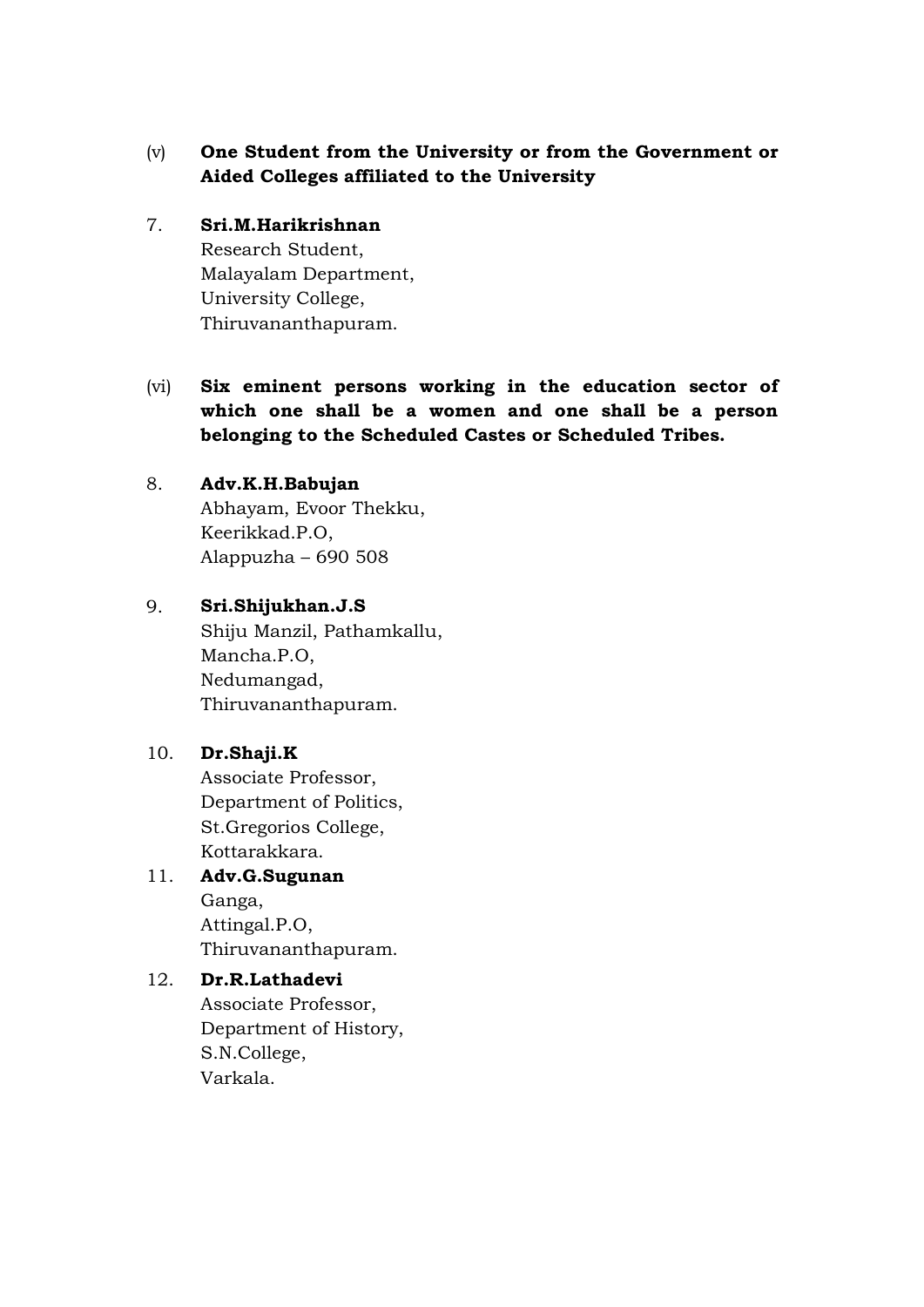(v) **One Student from the University or from the Government or Aided Colleges affiliated to the University**

7. **Sri.M.Harikrishnan**
   Research Student,
   Malayalam Department,
   University College,
   Thiruvananthapuram.

(vi) **Six eminent persons working in the education sector of which one shall be a women and one shall be a person belonging to the Scheduled Castes or Scheduled Tribes.**

8. **Adv.K.H.Babujan**
   Abhayam, Evoor Thekku,
   Keerikkad.P.O,
   Alappuzha – 690 508

9. **Sri.Shijukhan.J.S**
   Shiju Manzil, Pathamkallu,
   Mancha.P.O,
   Nedumangad,
   Thiruvananthapuram.

10. **Dr.Shaji.K**
    Associate Professor,
    Department of Politics,
    St.Gregorios College,
    Kottarakkara.

11. **Adv.G.Sugunan**
    Ganga,
    Attingal.P.O,
    Thiruvananthapuram.

12. **Dr.R.Lathadevi**
    Associate Professor,
    Department of History,
    S.N.College,
    Varkala.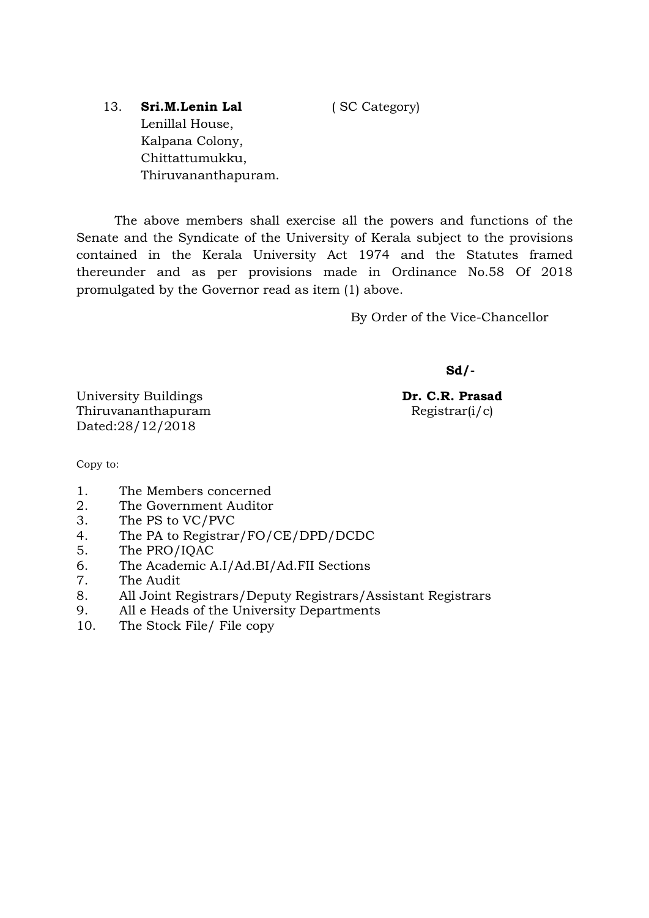13. **Sri.M.Lenin Lal** ( SC Category)
    Lenillal House,
    Kalpana Colony,
    Chittattumukku,
    Thiruvananthapuram.

The above members shall exercise all the powers and functions of the Senate and the Syndicate of the University of Kerala subject to the provisions contained in the Kerala University Act 1974 and the Statutes framed thereunder and as per provisions made in Ordinance No.58 Of 2018 promulgated by the Governor read as item (1) above.

By Order of the Vice-Chancellor

**Sd/-**

**Dr. C.R. Prasad**
Registrar(i/c)

University Buildings
Thiruvananthapuram
Dated:28/12/2018

Copy to:

1. The Members concerned
2. The Government Auditor
3. The PS to VC/PVC
4. The PA to Registrar/FO/CE/DPD/DCDC
5. The PRO/IQAC
6. The Academic A.I/Ad.BI/Ad.FII Sections
7. The Audit
8. All Joint Registrars/Deputy Registrars/Assistant Registrars
9. All e Heads of the University Departments
10. The Stock File/ File copy